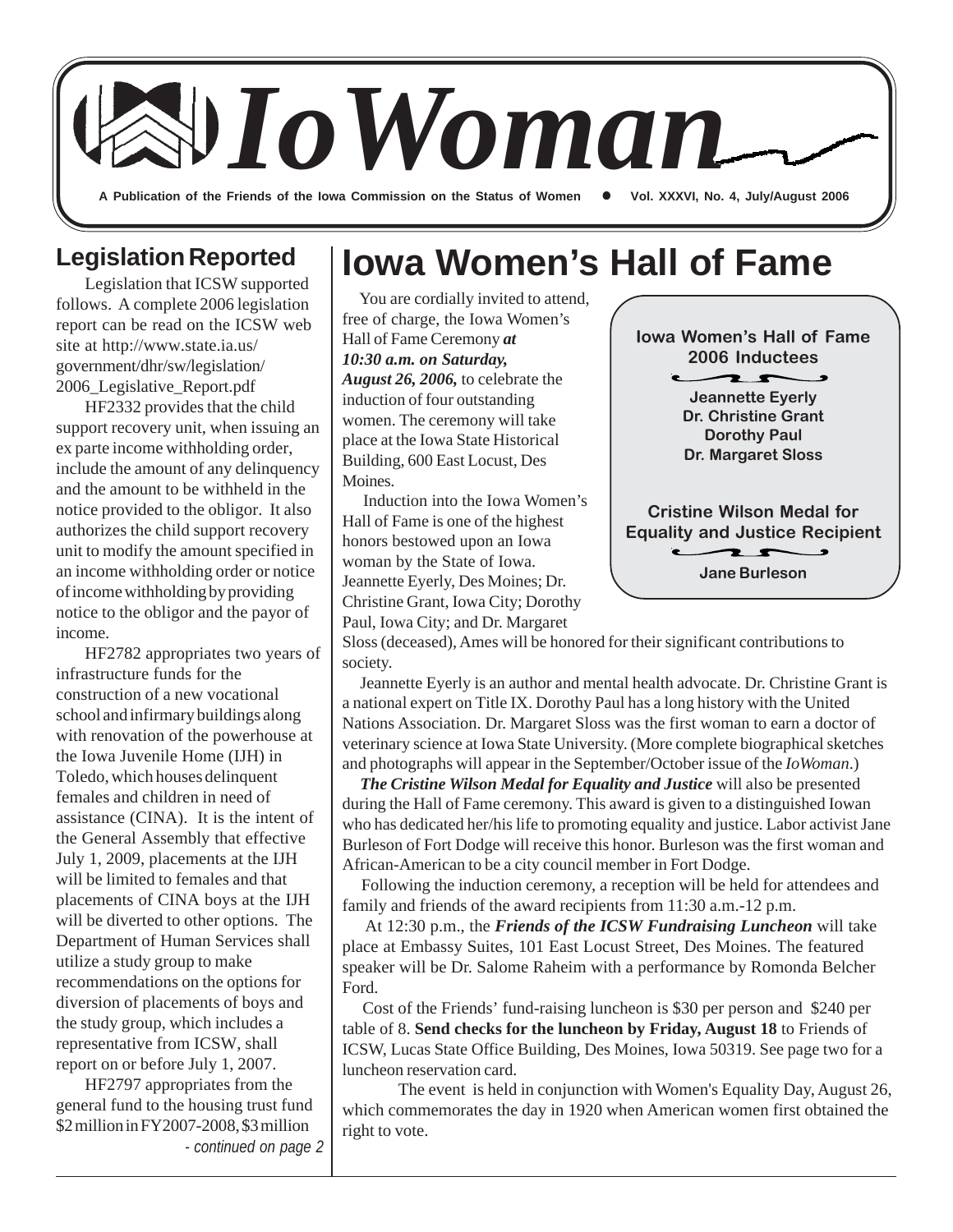# IoWoman

**A Publication of the Friends of the Iowa Commission on the Status of Women • Vol. XXXVI, No. 4, July/August 2006**

## Legislation Reported

Legislation that ICSW supported follows. A complete 2006 legislation report can be read on the ICSW web site at http://www.state.ia.us/government/dhr/sw/legislation/2006_Legislative_Report.pdf

HF2332 provides that the child support recovery unit, when issuing an ex parte income withholding order, include the amount of any delinquency and the amount to be withheld in the notice provided to the obligor. It also authorizes the child support recovery unit to modify the amount specified in an income withholding order or notice of income withholding by providing notice to the obligor and the payor of income.

HF2782 appropriates two years of infrastructure funds for the construction of a new vocational school and infirmary buildings along with renovation of the powerhouse at the Iowa Juvenile Home (IJH) in Toledo, which houses delinquent females and children in need of assistance (CINA). It is the intent of the General Assembly that effective July 1, 2009, placements at the IJH will be limited to females and that placements of CINA boys at the IJH will be diverted to other options. The Department of Human Services shall utilize a study group to make recommendations on the options for diversion of placements of boys and the study group, which includes a representative from ICSW, shall report on or before July 1, 2007.

HF2797 appropriates from the general fund to the housing trust fund $2 million in FY2007-2008, $3 million

*- continued on page 2*

# Iowa Women's Hall of Fame

You are cordially invited to attend, free of charge, the Iowa Women's Hall of Fame Ceremony ***at 10:30 a.m. on Saturday, August 26, 2006,*** to celebrate the induction of four outstanding women. The ceremony will take place at the Iowa State Historical Building, 600 East Locust, Des Moines.

Induction into the Iowa Women's Hall of Fame is one of the highest honors bestowed upon an Iowa woman by the State of Iowa. Jeannette Eyerly, Des Moines; Dr. Christine Grant, Iowa City; Dorothy Paul, Iowa City; and Dr. Margaret Sloss (deceased), Ames will be honored for their significant contributions to society.

**Iowa Women's Hall of Fame 2006 Inductees**

**Jeannette Eyerly**
**Dr. Christine Grant**
**Dorothy Paul**
**Dr. Margaret Sloss**

**Cristine Wilson Medal for Equality and Justice Recipient**

**Jane Burleson**

Jeannette Eyerly is an author and mental health advocate. Dr. Christine Grant is a national expert on Title IX. Dorothy Paul has a long history with the United Nations Association. Dr. Margaret Sloss was the first woman to earn a doctor of veterinary science at Iowa State University. (More complete biographical sketches and photographs will appear in the September/October issue of the *IoWoman*.)

***The Cristine Wilson Medal for Equality and Justice*** will also be presented during the Hall of Fame ceremony. This award is given to a distinguished Iowan who has dedicated her/his life to promoting equality and justice. Labor activist Jane Burleson of Fort Dodge will receive this honor. Burleson was the first woman and African-American to be a city council member in Fort Dodge.

Following the induction ceremony, a reception will be held for attendees and family and friends of the award recipients from 11:30 a.m.-12 p.m.

At 12:30 p.m., the ***Friends of the ICSW Fundraising Luncheon*** will take place at Embassy Suites, 101 East Locust Street, Des Moines. The featured speaker will be Dr. Salome Raheim with a performance by Romonda Belcher Ford.

Cost of the Friends' fund-raising luncheon is $30 per person and $240 per table of 8. **Send checks for the luncheon by Friday, August 18** to Friends of ICSW, Lucas State Office Building, Des Moines, Iowa 50319. See page two for a luncheon reservation card.

The event is held in conjunction with Women's Equality Day, August 26, which commemorates the day in 1920 when American women first obtained the right to vote.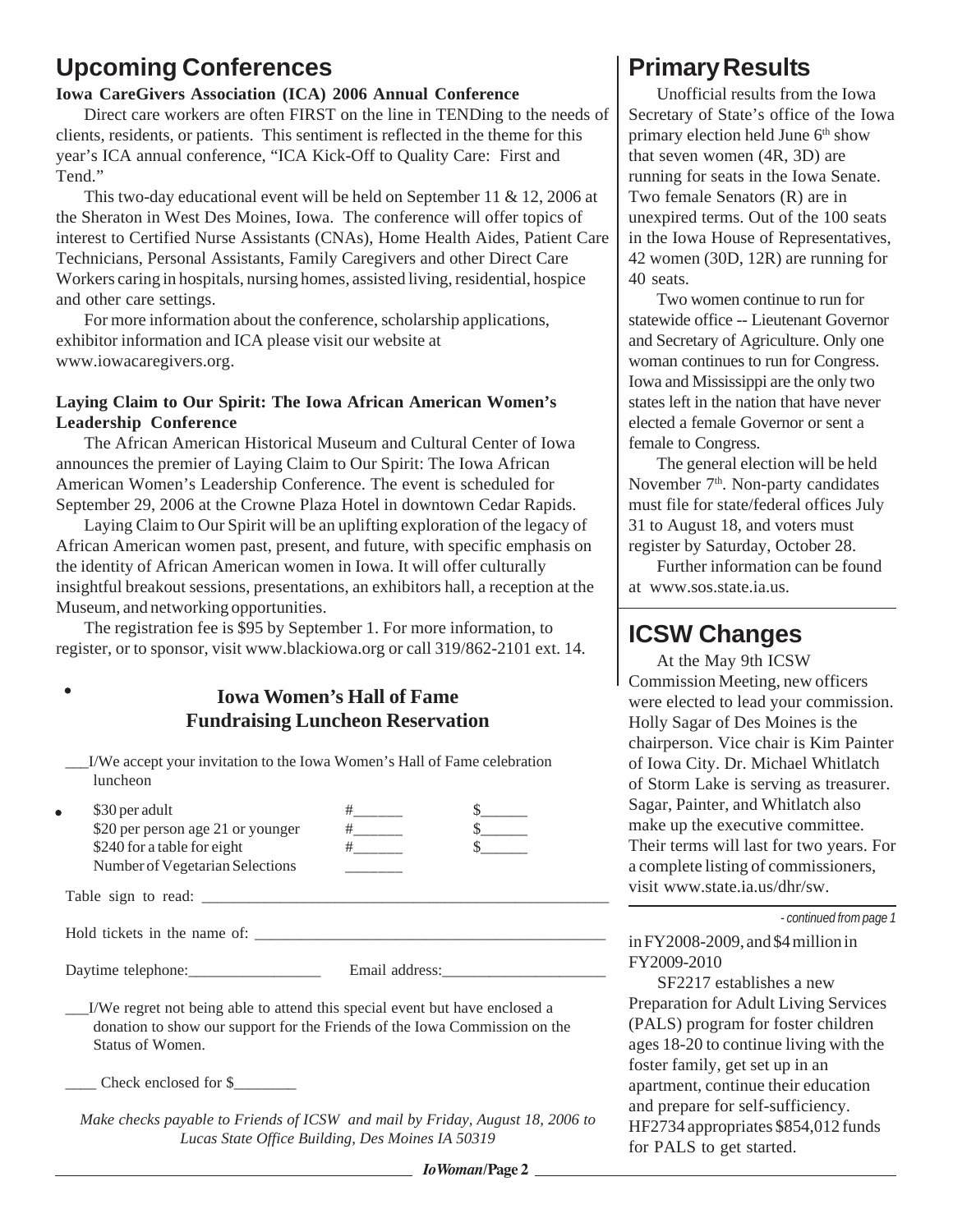## Upcoming Conferences

**Iowa CareGivers Association (ICA) 2006 Annual Conference**

Direct care workers are often FIRST on the line in TENDing to the needs of clients, residents, or patients. This sentiment is reflected in the theme for this year's ICA annual conference, "ICA Kick-Off to Quality Care: First and Tend."

This two-day educational event will be held on September 11 & 12, 2006 at the Sheraton in West Des Moines, Iowa. The conference will offer topics of interest to Certified Nurse Assistants (CNAs), Home Health Aides, Patient Care Technicians, Personal Assistants, Family Caregivers and other Direct Care Workers caring in hospitals, nursing homes, assisted living, residential, hospice and other care settings.

For more information about the conference, scholarship applications, exhibitor information and ICA please visit our website at www.iowacaregivers.org.

**Laying Claim to Our Spirit: The Iowa African American Women's Leadership Conference**

The African American Historical Museum and Cultural Center of Iowa announces the premier of Laying Claim to Our Spirit: The Iowa African American Women's Leadership Conference. The event is scheduled for September 29, 2006 at the Crowne Plaza Hotel in downtown Cedar Rapids.

Laying Claim to Our Spirit will be an uplifting exploration of the legacy of African American women past, present, and future, with specific emphasis on the identity of African American women in Iowa. It will offer culturally insightful breakout sessions, presentations, an exhibitors hall, a reception at the Museum, and networking opportunities.

The registration fee is $95 by September 1. For more information, to register, or to sponsor, visit www.blackiowa.org or call 319/862-2101 ext. 14.

### Iowa Women's Hall of Fame Fundraising Luncheon Reservation

___I/We accept your invitation to the Iowa Women's Hall of Fame celebration luncheon

| | | |
|---|---|---|
| $30 per adult | #______ | $______ |
| $20 per person age 21 or younger | #______ | $______ |
| $240 for a table for eight | #______ | $______ |
| Number of Vegetarian Selections | _______ | |

Table sign to read: ____________________________________________________

Hold tickets in the name of: ____________________________________________

Daytime telephone:_________________ Email address:_____________________

___I/We regret not being able to attend this special event but have enclosed a donation to show our support for the Friends of the Iowa Commission on the Status of Women.

____ Check enclosed for $________

*Make checks payable to Friends of ICSW and mail by Friday, August 18, 2006 to Lucas State Office Building, Des Moines IA 50319*

## Primary Results

Unofficial results from the Iowa Secretary of State's office of the Iowa primary election held June 6th show that seven women (4R, 3D) are running for seats in the Iowa Senate. Two female Senators (R) are in unexpired terms. Out of the 100 seats in the Iowa House of Representatives, 42 women (30D, 12R) are running for 40 seats.

Two women continue to run for statewide office -- Lieutenant Governor and Secretary of Agriculture. Only one woman continues to run for Congress. Iowa and Mississippi are the only two states left in the nation that have never elected a female Governor or sent a female to Congress.

The general election will be held November 7th. Non-party candidates must file for state/federal offices July 31 to August 18, and voters must register by Saturday, October 28.

Further information can be found at www.sos.state.ia.us.

## ICSW Changes

At the May 9th ICSW Commission Meeting, new officers were elected to lead your commission. Holly Sagar of Des Moines is the chairperson. Vice chair is Kim Painter of Iowa City. Dr. Michael Whitlatch of Storm Lake is serving as treasurer. Sagar, Painter, and Whitlatch also make up the executive committee. Their terms will last for two years. For a complete listing of commissioners, visit www.state.ia.us/dhr/sw.

*- continued from page 1*

in FY2008-2009, and $4 million in FY2009-2010

SF2217 establishes a new Preparation for Adult Living Services (PALS) program for foster children ages 18-20 to continue living with the foster family, get set up in an apartment, continue their education and prepare for self-sufficiency. HF2734 appropriates $854,012 funds for PALS to get started.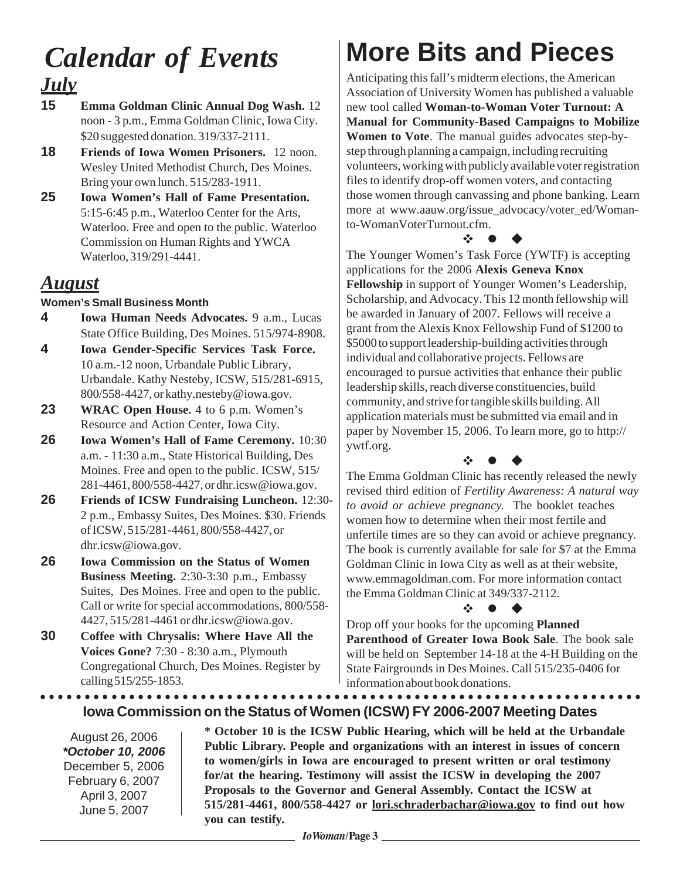# Calendar of Events

## July

**15** **Emma Goldman Clinic Annual Dog Wash.** 12 noon - 3 p.m., Emma Goldman Clinic, Iowa City. $20 suggested donation. 319/337-2111.

**18** **Friends of Iowa Women Prisoners.** 12 noon. Wesley United Methodist Church, Des Moines. Bring your own lunch. 515/283-1911.

**25** **Iowa Women's Hall of Fame Presentation.** 5:15-6:45 p.m., Waterloo Center for the Arts, Waterloo. Free and open to the public. Waterloo Commission on Human Rights and YWCA Waterloo, 319/291-4441.

## August

**Women's Small Business Month**

**4** **Iowa Human Needs Advocates.** 9 a.m., Lucas State Office Building, Des Moines. 515/974-8908.

**4** **Iowa Gender-Specific Services Task Force.** 10 a.m.-12 noon, Urbandale Public Library, Urbandale. Kathy Nesteby, ICSW, 515/281-6915, 800/558-4427, or kathy.nesteby@iowa.gov.

**23** **WRAC Open House.** 4 to 6 p.m. Women's Resource and Action Center, Iowa City.

**26** **Iowa Women's Hall of Fame Ceremony.** 10:30 a.m. - 11:30 a.m., State Historical Building, Des Moines. Free and open to the public. ICSW, 515/281-4461, 800/558-4427, or dhr.icsw@iowa.gov.

**26** **Friends of ICSW Fundraising Luncheon.** 12:30-2 p.m., Embassy Suites, Des Moines. $30. Friends of ICSW, 515/281-4461, 800/558-4427, or dhr.icsw@iowa.gov.

**26** **Iowa Commission on the Status of Women Business Meeting.** 2:30-3:30 p.m., Embassy Suites, Des Moines. Free and open to the public. Call or write for special accommodations, 800/558-4427, 515/281-4461 or dhr.icsw@iowa.gov.

**30** **Coffee with Chrysalis: Where Have All the Voices Gone?** 7:30 - 8:30 a.m., Plymouth Congregational Church, Des Moines. Register by calling 515/255-1853.

# More Bits and Pieces

Anticipating this fall's midterm elections, the American Association of University Women has published a valuable new tool called **Woman-to-Woman Voter Turnout: A Manual for Community-Based Campaigns to Mobilize Women to Vote**. The manual guides advocates step-by-step through planning a campaign, including recruiting volunteers, working with publicly available voter registration files to identify drop-off women voters, and contacting those women through canvassing and phone banking. Learn more at www.aauw.org/issue_advocacy/voter_ed/Woman-to-WomanVoterTurnout.cfm.

❖ ● ◆

The Younger Women's Task Force (YWTF) is accepting applications for the 2006 **Alexis Geneva Knox Fellowship** in support of Younger Women's Leadership, Scholarship, and Advocacy. This 12 month fellowship will be awarded in January of 2007. Fellows will receive a grant from the Alexis Knox Fellowship Fund of $1200 to $5000 to support leadership-building activities through individual and collaborative projects. Fellows are encouraged to pursue activities that enhance their public leadership skills, reach diverse constituencies, build community, and strive for tangible skills building. All application materials must be submitted via email and in paper by November 15, 2006. To learn more, go to http://ywtf.org.

❖ ● ◆

The Emma Goldman Clinic has recently released the newly revised third edition of *Fertility Awareness: A natural way to avoid or achieve pregnancy.* The booklet teaches women how to determine when their most fertile and unfertile times are so they can avoid or achieve pregnancy. The book is currently available for sale for $7 at the Emma Goldman Clinic in Iowa City as well as at their website, www.emmagoldman.com. For more information contact the Emma Goldman Clinic at 349/337-2112.

❖ ● ◆

Drop off your books for the upcoming **Planned Parenthood of Greater Iowa Book Sale**. The book sale will be held on September 14-18 at the 4-H Building on the State Fairgrounds in Des Moines. Call 515/235-0406 for information about book donations.

## Iowa Commission on the Status of Women (ICSW) FY 2006-2007 Meeting Dates

August 26, 2006
***October 10, 2006**
December 5, 2006
February 6, 2007
April 3, 2007
June 5, 2007

**\* October 10 is the ICSW Public Hearing, which will be held at the Urbandale Public Library. People and organizations with an interest in issues of concern to women/girls in Iowa are encouraged to present written or oral testimony for/at the hearing. Testimony will assist the ICSW in developing the 2007 Proposals to the Governor and General Assembly. Contact the ICSW at 515/281-4461, 800/558-4427 or lori.schraderbachar@iowa.gov to find out how you can testify.**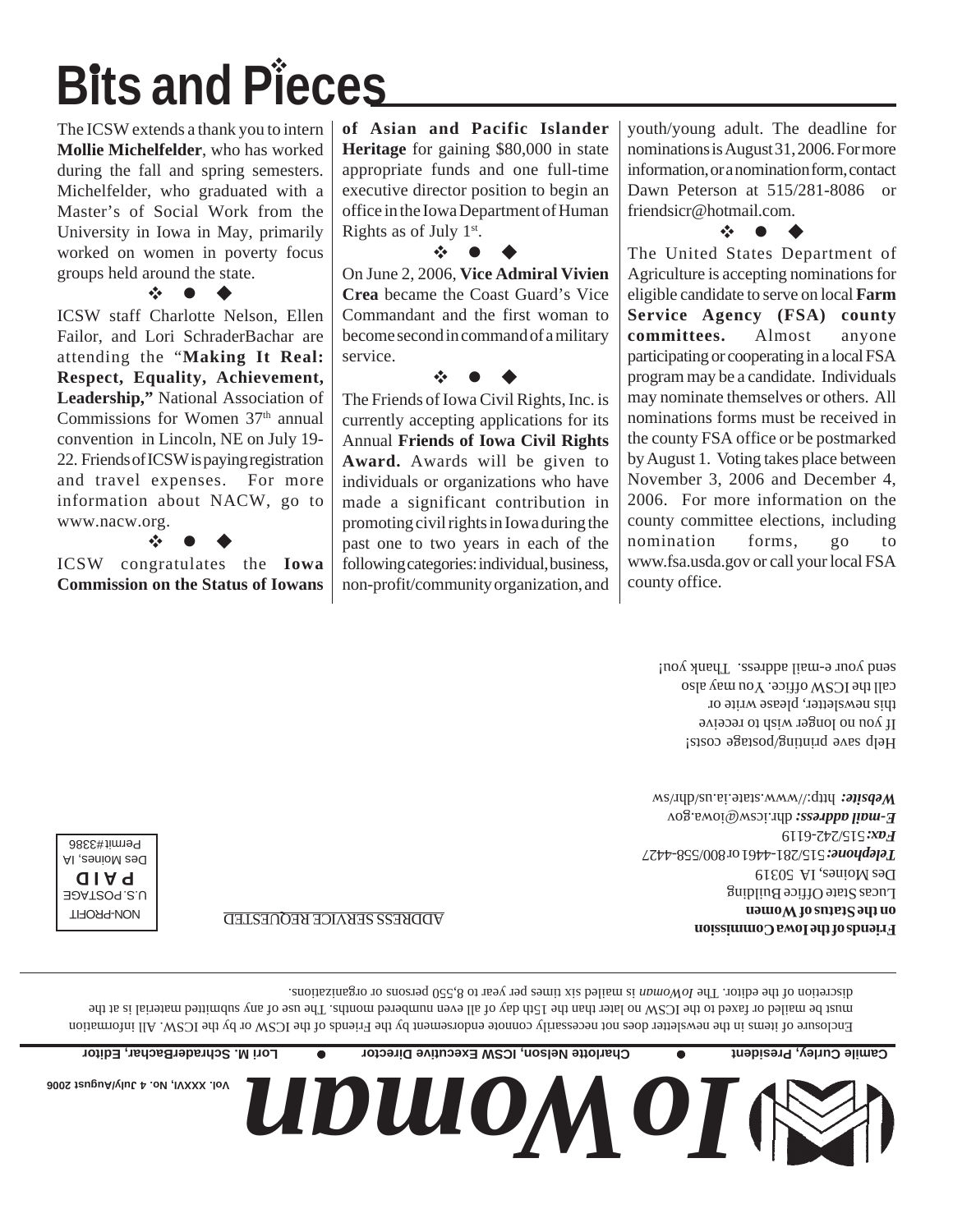# Bits and Pieces

The ICSW extends a thank you to intern **Mollie Michelfelder**, who has worked during the fall and spring semesters. Michelfelder, who graduated with a Master's of Social Work from the University in Iowa in May, primarily worked on women in poverty focus groups held around the state.

❖ ● ◆

ICSW staff Charlotte Nelson, Ellen Failor, and Lori SchraderBachar are attending the "**Making It Real: Respect, Equality, Achievement, Leadership,"** National Association of Commissions for Women 37th annual convention in Lincoln, NE on July 19-22. Friends of ICSW is paying registration and travel expenses. For more information about NACW, go to www.nacw.org.

❖ ● ◆

ICSW congratulates the **Iowa Commission on the Status of Iowans of Asian and Pacific Islander Heritage** for gaining $80,000 in state appropriate funds and one full-time executive director position to begin an office in the Iowa Department of Human Rights as of July 1st.

❖ ● ◆

On June 2, 2006, **Vice Admiral Vivien Crea** became the Coast Guard's Vice Commandant and the first woman to become second in command of a military service.

❖ ● ◆

The Friends of Iowa Civil Rights, Inc. is currently accepting applications for its Annual **Friends of Iowa Civil Rights Award.** Awards will be given to individuals or organizations who have made a significant contribution in promoting civil rights in Iowa during the past one to two years in each of the following categories: individual, business, non-profit/community organization, and youth/young adult. The deadline for nominations is August 31, 2006. For more information, or a nomination form, contact Dawn Peterson at 515/281-8086 or friendsicr@hotmail.com.

❖ ● ◆

The United States Department of Agriculture is accepting nominations for eligible candidate to serve on local **Farm Service Agency (FSA) county committees.** Almost anyone participating or cooperating in a local FSA program may be a candidate. Individuals may nominate themselves or others. All nominations forms must be received in the county FSA office or be postmarked by August 1. Voting takes place between November 3, 2006 and December 4, 2006. For more information on the county committee elections, including nomination forms, go to www.fsa.usda.gov or call your local FSA county office.

Help save printing/postage costs! If you no longer wish to receive this newsletter, please write or call the ICSW office. You may also send your e-mail address. Thank you!

**Friends of the Iowa Commission on the Status of Women**
Lucas State Office Building
Des Moines, IA 50319
***Telephone:*** 515/281-4461 or 800/558-4427
***Fax:*** 515/242-6119
***E-mail address:*** dhr.icsw@iowa.gov
***Website:*** http://www.state.ia.us/dhr/sw

ADDRESS SERVICE REQUESTED

NON-PROFIT
U.S. POSTAGE
**PAID**
Des Moines, IA
Permit #3386

Enclosure of items in the newsletter does not necessarily connote endorsement by the Friends of the ICSW or by the ICSW. All information must be mailed or faxed to the ICSW no later than the 15th day of all even numbered months. The use of any submitted material is at the discretion of the editor. The *IoWoman* is mailed six times per year to 8,550 persons or organizations.

**Camile Curley, President** ● **Charlotte Nelson, ICSW Executive Director** ● **Lori M. SchraderBachar, Editor**

# *IoWoman*

**Vol. XXXVI, No. 4 July/August 2006**